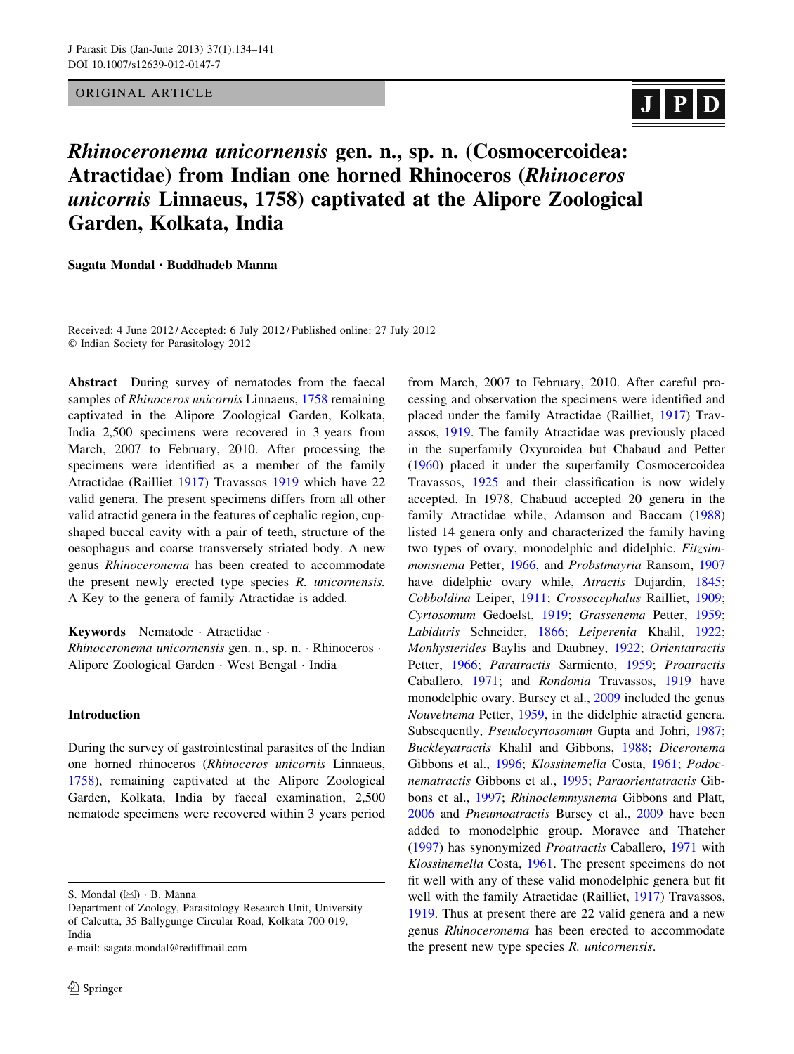ORIGINAL ARTICLE

# *Rhinoceronema unicornensis* gen. n., sp. n. (Cosmocercoidea: Atractidae) from Indian one horned Rhinoceros (*Rhinoceros unicornis* Linnaeus, 1758) captivated at the Alipore Zoological Garden, Kolkata, India

**Sagata Mondal · Buddhadeb Manna**

Received: 4 June 2012 / Accepted: 6 July 2012 / Published online: 27 July 2012
© Indian Society for Parasitology 2012

**Abstract** During survey of nematodes from the faecal samples of *Rhinoceros unicornis* Linnaeus, 1758 remaining captivated in the Alipore Zoological Garden, Kolkata, India 2,500 specimens were recovered in 3 years from March, 2007 to February, 2010. After processing the specimens were identified as a member of the family Atractidae (Railliet 1917) Travassos 1919 which have 22 valid genera. The present specimens differs from all other valid atractid genera in the features of cephalic region, cup-shaped buccal cavity with a pair of teeth, structure of the oesophagus and coarse transversely striated body. A new genus *Rhinoceronema* has been created to accommodate the present newly erected type species *R. unicornensis.* A Key to the genera of family Atractidae is added.

**Keywords** Nematode · Atractidae · *Rhinoceronema unicornensis* gen. n., sp. n. · Rhinoceros · Alipore Zoological Garden · West Bengal · India

## Introduction

During the survey of gastrointestinal parasites of the Indian one horned rhinoceros (*Rhinoceros unicornis* Linnaeus, 1758), remaining captivated at the Alipore Zoological Garden, Kolkata, India by faecal examination, 2,500 nematode specimens were recovered within 3 years period from March, 2007 to February, 2010. After careful processing and observation the specimens were identified and placed under the family Atractidae (Railliet, 1917) Travassos, 1919. The family Atractidae was previously placed in the superfamily Oxyuroidea but Chabaud and Petter (1960) placed it under the superfamily Cosmocercoidea Travassos, 1925 and their classification is now widely accepted. In 1978, Chabaud accepted 20 genera in the family Atractidae while, Adamson and Baccam (1988) listed 14 genera only and characterized the family having two types of ovary, monodelphic and didelphic. *Fitzsimmonsnema* Petter, 1966, and *Probstmayria* Ransom, 1907 have didelphic ovary while, *Atractis* Dujardin, 1845; *Cobboldina* Leiper, 1911; *Crossocephalus* Railliet, 1909; *Cyrtosomum* Gedoelst, 1919; *Grassenema* Petter, 1959; *Labiduris* Schneider, 1866; *Leiperenia* Khalil, 1922; *Monhysterides* Baylis and Daubney, 1922; *Orientatractis* Petter, 1966; *Paratractis* Sarmiento, 1959; *Proatractis* Caballero, 1971; and *Rondonia* Travassos, 1919 have monodelphic ovary. Bursey et al., 2009 included the genus *Nouvelnema* Petter, 1959, in the didelphic atractid genera. Subsequently, *Pseudocyrtosomum* Gupta and Johri, 1987; *Buckleyatractis* Khalil and Gibbons, 1988; *Diceronema* Gibbons et al., 1996; *Klossinemella* Costa, 1961; *Podocnematractis* Gibbons et al., 1995; *Paraorientatractis* Gibbons et al., 1997; *Rhinoclemmysnema* Gibbons and Platt, 2006 and *Pneumoatractis* Bursey et al., 2009 have been added to monodelphic group. Moravec and Thatcher (1997) has synonymized *Proatractis* Caballero, 1971 with *Klossinemella* Costa, 1961. The present specimens do not fit well with any of these valid monodelphic genera but fit well with the family Atractidae (Railliet, 1917) Travassos, 1919. Thus at present there are 22 valid genera and a new genus *Rhinoceronema* has been erected to accommodate the present new type species *R. unicornensis.*

S. Mondal (✉) · B. Manna
Department of Zoology, Parasitology Research Unit, University of Calcutta, 35 Ballygunge Circular Road, Kolkata 700 019, India
e-mail: sagata.mondal@rediffmail.com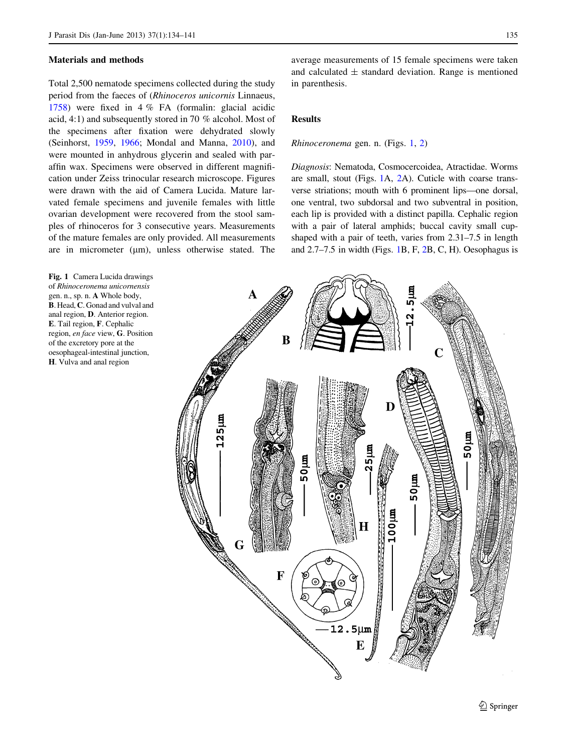## Materials and methods

Total 2,500 nematode specimens collected during the study period from the faeces of (*Rhinoceros unicornis* Linnaeus, 1758) were fixed in 4 % FA (formalin: glacial acidic acid, 4:1) and subsequently stored in 70 % alcohol. Most of the specimens after fixation were dehydrated slowly (Seinhorst, 1959, 1966; Mondal and Manna, 2010), and were mounted in anhydrous glycerin and sealed with paraffin wax. Specimens were observed in different magnification under Zeiss trinocular research microscope. Figures were drawn with the aid of Camera Lucida. Mature larvated female specimens and juvenile females with little ovarian development were recovered from the stool samples of rhinoceros for 3 consecutive years. Measurements of the mature females are only provided. All measurements are in micrometer (μm), unless otherwise stated. The average measurements of 15 female specimens were taken and calculated ± standard deviation. Range is mentioned in parenthesis.

## Results

*Rhinoceronema* gen. n. (Figs. 1, 2)

*Diagnosis*: Nematoda, Cosmocercoidea, Atractidae. Worms are small, stout (Figs. 1A, 2A). Cuticle with coarse transverse striations; mouth with 6 prominent lips—one dorsal, one ventral, two subdorsal and two subventral in position, each lip is provided with a distinct papilla. Cephalic region with a pair of lateral amphids; buccal cavity small cup-shaped with a pair of teeth, varies from 2.31–7.5 in length and 2.7–7.5 in width (Figs. 1B, F, 2B, C, H). Oesophagus is

**Fig. 1** Camera Lucida drawings of *Rhinoceronema unicornensis* gen. n., sp. n. **A** Whole body, **B**. Head, **C**. Gonad and vulval and anal region, **D**. Anterior region. **E**. Tail region, **F**. Cephalic region, *en face* view, **G**. Position of the excretory pore at the oesophageal-intestinal junction, **H**. Vulva and anal region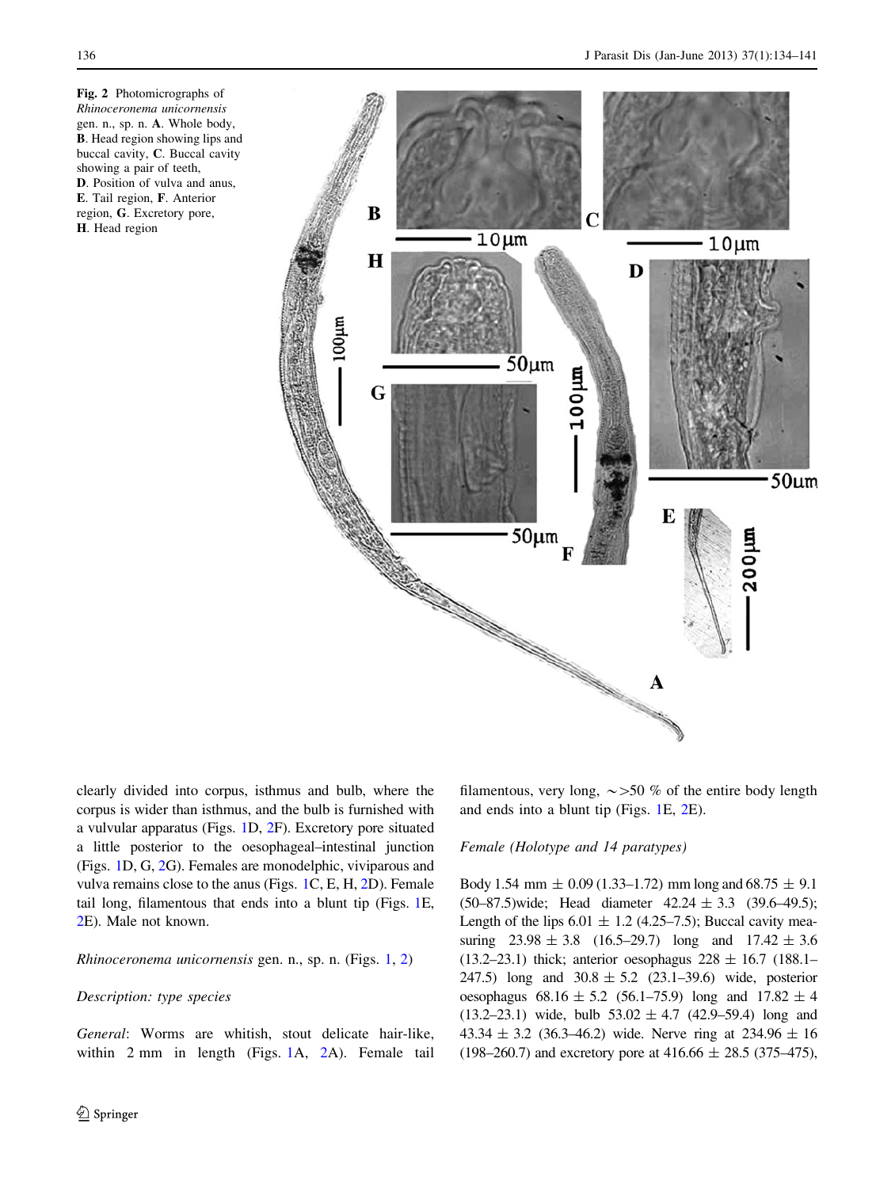**Fig. 2** Photomicrographs of *Rhinoceronema unicornensis* gen. n., sp. n. **A**. Whole body, **B**. Head region showing lips and buccal cavity, **C**. Buccal cavity showing a pair of teeth, **D**. Position of vulva and anus, **E**. Tail region, **F**. Anterior region, **G**. Excretory pore, **H**. Head region

clearly divided into corpus, isthmus and bulb, where the corpus is wider than isthmus, and the bulb is furnished with a vulvular apparatus (Figs. 1D, 2F). Excretory pore situated a little posterior to the oesophageal–intestinal junction (Figs. 1D, G, 2G). Females are monodelphic, viviparous and vulva remains close to the anus (Figs. 1C, E, H, 2D). Female tail long, filamentous that ends into a blunt tip (Figs. 1E, 2E). Male not known.

*Rhinoceronema unicornensis* gen. n., sp. n. (Figs. 1, 2)

*Description: type species*

*General*: Worms are whitish, stout delicate hair-like, within 2 mm in length (Figs. 1A, 2A). Female tail filamentous, very long, ~>50 % of the entire body length and ends into a blunt tip (Figs. 1E, 2E).

*Female (Holotype and 14 paratypes)*

Body 1.54 mm ± 0.09 (1.33–1.72) mm long and 68.75 ± 9.1 (50–87.5)wide; Head diameter 42.24 ± 3.3 (39.6–49.5); Length of the lips 6.01 ± 1.2 (4.25–7.5); Buccal cavity measuring 23.98 ± 3.8 (16.5–29.7) long and 17.42 ± 3.6 (13.2–23.1) thick; anterior oesophagus 228 ± 16.7 (188.1–247.5) long and 30.8 ± 5.2 (23.1–39.6) wide, posterior oesophagus 68.16 ± 5.2 (56.1–75.9) long and 17.82 ± 4 (13.2–23.1) wide, bulb 53.02 ± 4.7 (42.9–59.4) long and 43.34 ± 3.2 (36.3–46.2) wide. Nerve ring at 234.96 ± 16 (198–260.7) and excretory pore at 416.66 ± 28.5 (375–475),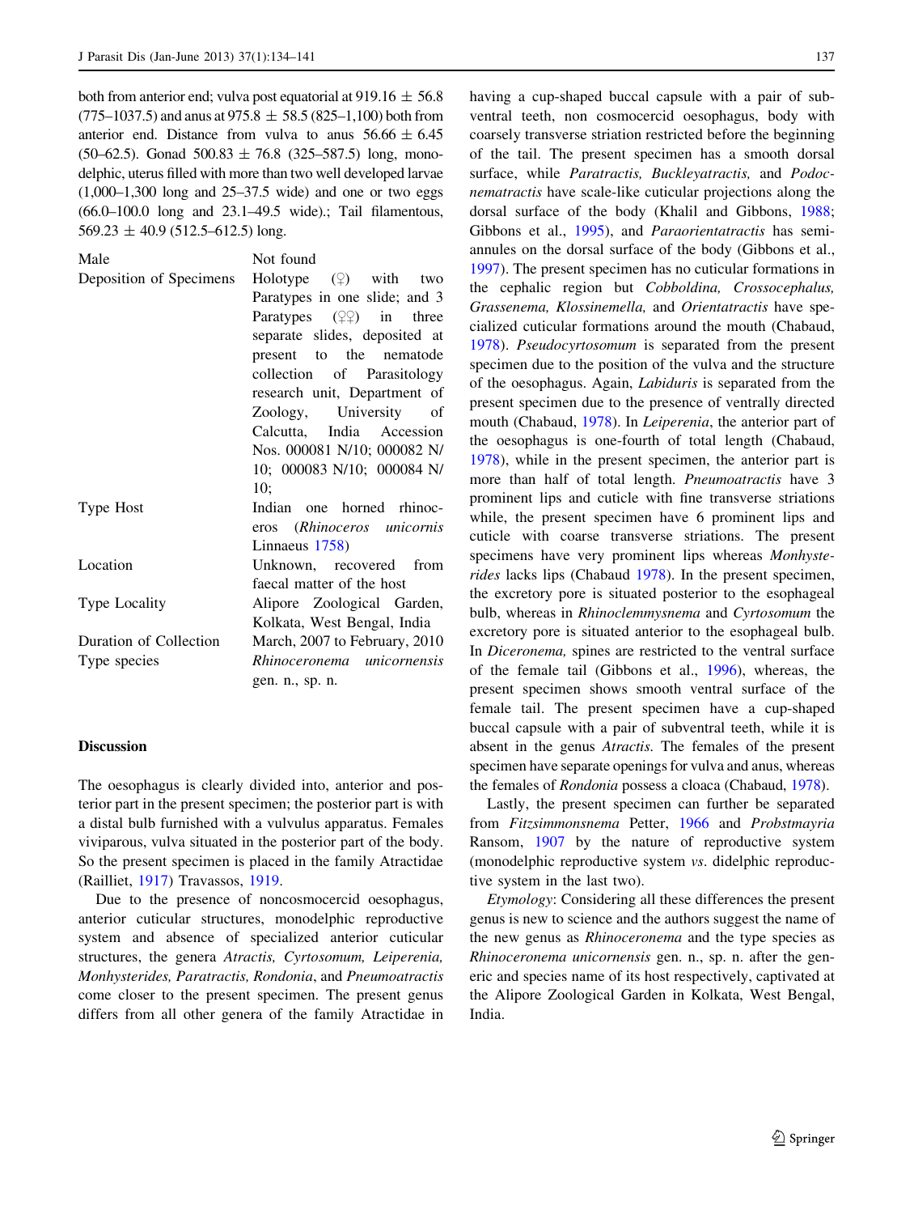both from anterior end; vulva post equatorial at 919.16 ± 56.8 (775–1037.5) and anus at 975.8 ± 58.5 (825–1,100) both from anterior end. Distance from vulva to anus 56.66 ± 6.45 (50–62.5). Gonad 500.83 ± 76.8 (325–587.5) long, monodelphic, uterus filled with more than two well developed larvae (1,000–1,300 long and 25–37.5 wide) and one or two eggs (66.0–100.0 long and 23.1–49.5 wide).; Tail filamentous, 569.23 ± 40.9 (512.5–612.5) long.

| | |
|---|---|
| Male | Not found |
| Deposition of Specimens | Holotype (♀) with two Paratypes in one slide; and 3 Paratypes (♀♀) in three separate slides, deposited at present to the nematode collection of Parasitology research unit, Department of Zoology, University of Calcutta, India Accession Nos. 000081 N/10; 000082 N/10; 000083 N/10; 000084 N/10; |
| Type Host | Indian one horned rhinoceros (*Rhinoceros unicornis* Linnaeus 1758) |
| Location | Unknown, recovered from faecal matter of the host |
| Type Locality | Alipore Zoological Garden, Kolkata, West Bengal, India |
| Duration of Collection | March, 2007 to February, 2010 |
| Type species | *Rhinoceronema unicornensis* gen. n., sp. n. |

## Discussion

The oesophagus is clearly divided into, anterior and posterior part in the present specimen; the posterior part is with a distal bulb furnished with a vulvulus apparatus. Females viviparous, vulva situated in the posterior part of the body. So the present specimen is placed in the family Atractidae (Railliet, 1917) Travassos, 1919.

Due to the presence of noncosmocercid oesophagus, anterior cuticular structures, monodelphic reproductive system and absence of specialized anterior cuticular structures, the genera *Atractis, Cyrtosomum, Leiperenia, Monhysterides, Paratractis, Rondonia*, and *Pneumoatractis* come closer to the present specimen. The present genus differs from all other genera of the family Atractidae in having a cup-shaped buccal capsule with a pair of subventral teeth, non cosmocercid oesophagus, body with coarsely transverse striation restricted before the beginning of the tail. The present specimen has a smooth dorsal surface, while *Paratractis, Buckleyatractis,* and *Podocnematractis* have scale-like cuticular projections along the dorsal surface of the body (Khalil and Gibbons, 1988; Gibbons et al., 1995), and *Paraorientatractis* has semi-annules on the dorsal surface of the body (Gibbons et al., 1997). The present specimen has no cuticular formations in the cephalic region but *Cobboldina, Crossocephalus, Grassenema, Klossinemella,* and *Orientatractis* have specialized cuticular formations around the mouth (Chabaud, 1978). *Pseudocyrtosomum* is separated from the present specimen due to the position of the vulva and the structure of the oesophagus. Again, *Labiduris* is separated from the present specimen due to the presence of ventrally directed mouth (Chabaud, 1978). In *Leiperenia*, the anterior part of the oesophagus is one-fourth of total length (Chabaud, 1978), while in the present specimen, the anterior part is more than half of total length. *Pneumoatractis* have 3 prominent lips and cuticle with fine transverse striations while, the present specimen have 6 prominent lips and cuticle with coarse transverse striations. The present specimens have very prominent lips whereas *Monhysterides* lacks lips (Chabaud 1978). In the present specimen, the excretory pore is situated posterior to the esophageal bulb, whereas in *Rhinoclemmysnema* and *Cyrtosomum* the excretory pore is situated anterior to the esophageal bulb. In *Diceronema,* spines are restricted to the ventral surface of the female tail (Gibbons et al., 1996), whereas, the present specimen shows smooth ventral surface of the female tail. The present specimen have a cup-shaped buccal capsule with a pair of subventral teeth, while it is absent in the genus *Atractis.* The females of the present specimen have separate openings for vulva and anus, whereas the females of *Rondonia* possess a cloaca (Chabaud, 1978).

Lastly, the present specimen can further be separated from *Fitzsimmonsnema* Petter, 1966 and *Probstmayria* Ransom, 1907 by the nature of the reproductive system (monodelphic reproductive system *vs*. didelphic reproductive system in the last two).

*Etymology*: Considering all these differences the present genus is new to science and the authors suggest the name of the new genus as *Rhinoceronema* and the type species as *Rhinoceronema unicornensis* gen. n., sp. n. after the generic and species name of its host respectively, captivated at the Alipore Zoological Garden in Kolkata, West Bengal, India.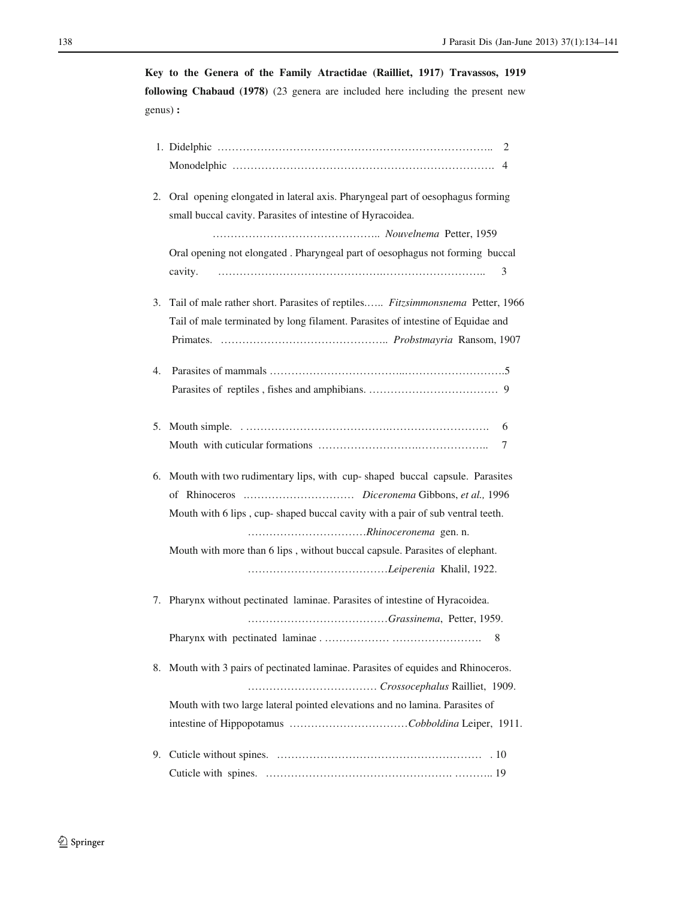**Key to the Genera of the Family Atractidae (Railliet, 1917) Travassos, 1919 following Chabaud (1978)** (23 genera are included here including the present new genus) **:**

1. Didelphic ………………………………………………………………….. 2
   Monodelphic ………………………………………………………………. 4

2. Oral opening elongated in lateral axis. Pharyngeal part of oesophagus forming small buccal cavity. Parasites of intestine of Hyracoidea.
   ……………………………………….. *Nouvelnema* Petter, 1959
   Oral opening not elongated . Pharyngeal part of oesophagus not forming buccal cavity. ……………………………………….……………………….. 3

3. Tail of male rather short. Parasites of reptiles.….. *Fitzsimmonsnema* Petter, 1966
   Tail of male terminated by long filament. Parasites of intestine of Equidae and Primates. ……………………………………….. *Probstmayria* Ransom, 1907

4. Parasites of mammals ……………………………...……………………….5
   Parasites of reptiles , fishes and amphibians. ……………………………… 9

5. Mouth simple. . …………………………….…………………………. 6
   Mouth with cuticular formations ……………………….……………….. 7

6. Mouth with two rudimentary lips, with cup- shaped buccal capsule. Parasites of Rhinoceros .………………………… *Diceronema* Gibbons, *et al.,* 1996
   Mouth with 6 lips , cup- shaped buccal cavity with a pair of sub ventral teeth.
   ……………………………*Rhinoceronema* gen. n.
   Mouth with more than 6 lips , without buccal capsule. Parasites of elephant.
   …………………………………*Leiperenia* Khalil, 1922.

7. Pharynx without pectinated laminae. Parasites of intestine of Hyracoidea.
   …………………………………*Grassinema*, Petter, 1959.
   Pharynx with pectinated laminae . ……………… ……………………. 8

8. Mouth with 3 pairs of pectinated laminae. Parasites of equides and Rhinoceros.
   ……………………………… *Crossocephalus* Railliet, 1909.
   Mouth with two large lateral pointed elevations and no lamina. Parasites of intestine of Hippopotamus ……………………………*Cobboldina* Leiper, 1911.

9. Cuticle without spines. ………………………………………………… . 10
   Cuticle with spines. …………………………………………. ……….. 19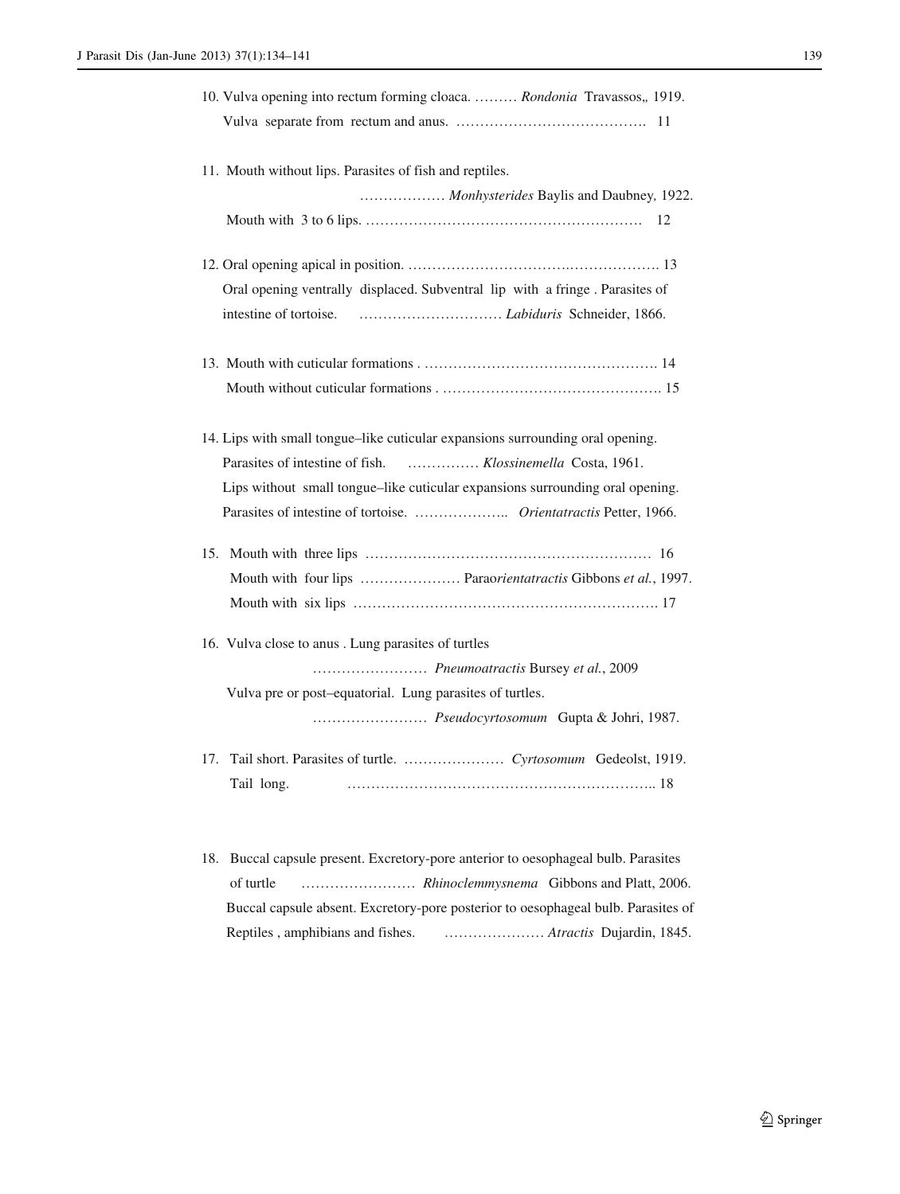10. Vulva opening into rectum forming cloaca. ……… *Rondonia* Travassos,, 1919.
    Vulva separate from rectum and anus. …………………………………. 11

11. Mouth without lips. Parasites of fish and reptiles.
    ……………… *Monhysterides* Baylis and Daubney, 1922.
    Mouth with 3 to 6 lips. ………………………………………………… 12

12. Oral opening apical in position. …………………………….………………. 13
    Oral opening ventrally displaced. Subventral lip with a fringe . Parasites of intestine of tortoise. ………………………… *Labiduris* Schneider, 1866.

13. Mouth with cuticular formations . …………………………………………. 14
    Mouth without cuticular formations . ………………………………………. 15

14. Lips with small tongue–like cuticular expansions surrounding oral opening. Parasites of intestine of fish. …………… *Klossinemella* Costa, 1961.
    Lips without small tongue–like cuticular expansions surrounding oral opening. Parasites of intestine of tortoise. ……………….. *Orientatractis* Petter, 1966.

15. Mouth with three lips …………………………………………………… 16
    Mouth with four lips ………………… Parao*rientatractis* Gibbons *et al.*, 1997.
    Mouth with six lips ………………………………………………………. 17

16. Vulva close to anus . Lung parasites of turtles
    …………………… *Pneumoatractis* Bursey *et al.*, 2009
    Vulva pre or post–equatorial. Lung parasites of turtles.
    …………………… *Pseudocyrtosomum* Gupta & Johri, 1987.

17. Tail short. Parasites of turtle. ………………… *Cyrtosomum* Gedeolst, 1919.
    Tail long. ……………………………………………………….. 18

18. Buccal capsule present. Excretory-pore anterior to oesophageal bulb. Parasites of turtle …………………… *Rhinoclemmysnema* Gibbons and Platt, 2006.
    Buccal capsule absent. Excretory-pore posterior to oesophageal bulb. Parasites of Reptiles , amphibians and fishes. ………………… *Atractis* Dujardin, 1845.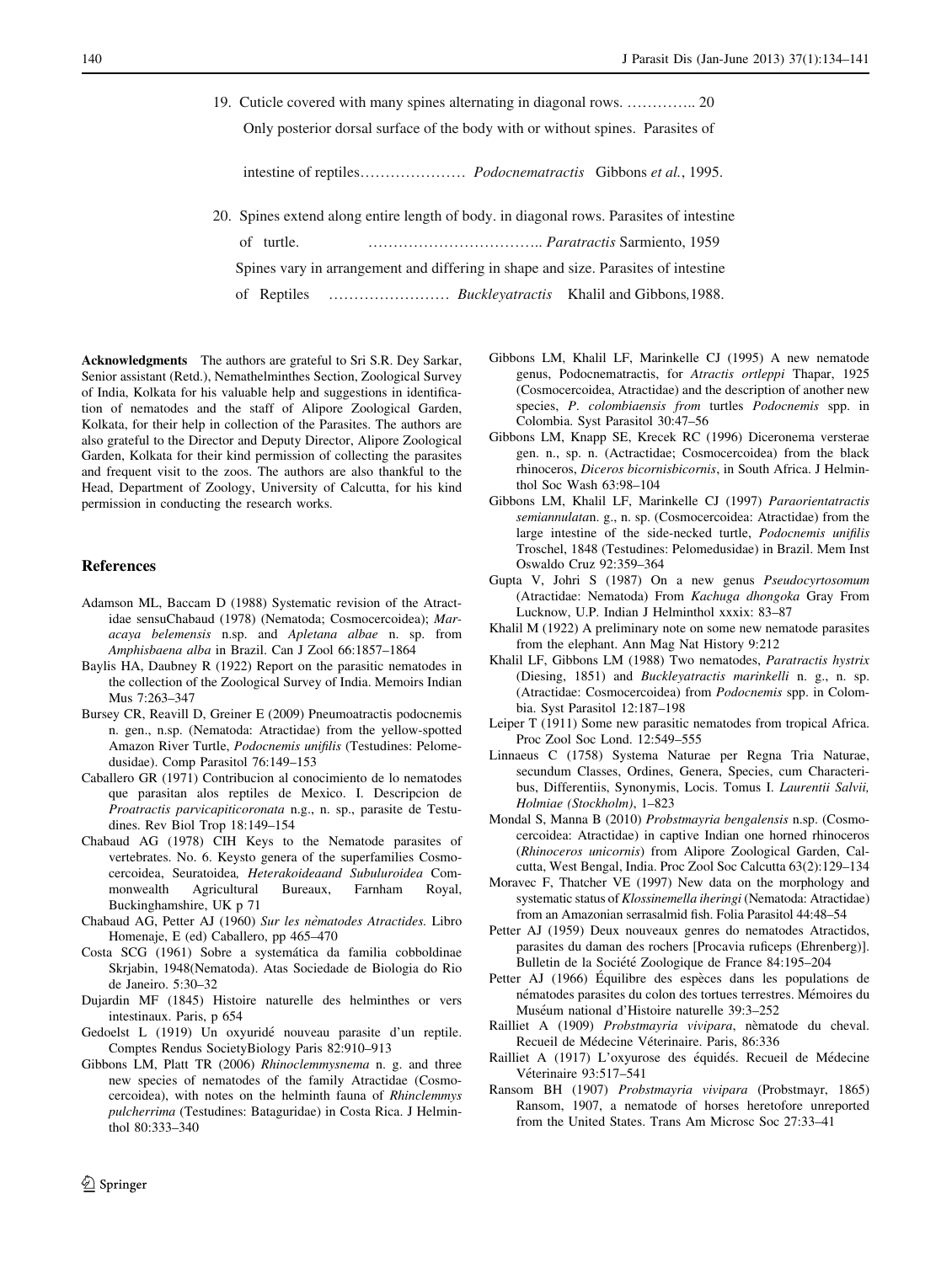19. Cuticle covered with many spines alternating in diagonal rows. ………….. 20

    Only posterior dorsal surface of the body with or without spines. Parasites of intestine of reptiles………………… *Podocnematractis* Gibbons *et al.*, 1995.

20. Spines extend along entire length of body. in diagonal rows. Parasites of intestine of turtle. …………………………….. *Paratractis* Sarmiento, 1959

    Spines vary in arrangement and differing in shape and size. Parasites of intestine of Reptiles …………………… *Buckleyatractis* Khalil and Gibbons,1988.

**Acknowledgments** The authors are grateful to Sri S.R. Dey Sarkar, Senior assistant (Retd.), Nemathelminthes Section, Zoological Survey of India, Kolkata for his valuable help and suggestions in identification of nematodes and the staff of Alipore Zoological Garden, Kolkata, for their help in collection of the Parasites. The authors are also grateful to the Director and Deputy Director, Alipore Zoological Garden, Kolkata for their kind permission of collecting the parasites and frequent visit to the zoos. The authors are also thankful to the Head, Department of Zoology, University of Calcutta, for his kind permission in conducting the research works.

## References

Adamson ML, Baccam D (1988) Systematic revision of the Atractidae sensuChabaud (1978) (Nematoda; Cosmocercoidea); *Maracaya belemensis* n.sp. and *Apletana albae* n. sp. from *Amphisbaena alba* in Brazil. Can J Zool 66:1857–1864

Baylis HA, Daubney R (1922) Report on the parasitic nematodes in the collection of the Zoological Survey of India. Memoirs Indian Mus 7:263–347

Bursey CR, Reavill D, Greiner E (2009) Pneumoatractis podocnemis n. gen., n.sp. (Nematoda: Atractidae) from the yellow-spotted Amazon River Turtle, *Podocnemis unifilis* (Testudines: Pelomedusidae). Comp Parasitol 76:149–153

Caballero GR (1971) Contribucion al conocimiento de lo nematodes que parasitan alos reptiles de Mexico. I. Descripcion de *Proatractis parvicapiticoronata* n.g., n. sp., parasite de Testudines. Rev Biol Trop 18:149–154

Chabaud AG (1978) CIH Keys to the Nematode parasites of vertebrates. No. 6. Keysto genera of the superfamilies Cosmocercoidea, Seuratoidea*, Heterakoideaand Subuluroidea* Commonwealth Agricultural Bureaux, Farnham Royal, Buckinghamshire, UK p 71

Chabaud AG, Petter AJ (1960) *Sur les nèmatodes Atractides.* Libro Homenaje, E (ed) Caballero, pp 465–470

Costa SCG (1961) Sobre a systemática da familia cobboldinae Skrjabin, 1948(Nematoda). Atas Sociedade de Biologia do Rio de Janeiro. 5:30–32

Dujardin MF (1845) Histoire naturelle des helminthes or vers intestinaux. Paris, p 654

Gedoelst L (1919) Un oxyuridé nouveau parasite d'un reptile. Comptes Rendus SocietyBiology Paris 82:910–913

Gibbons LM, Platt TR (2006) *Rhinoclemmysnema* n. g. and three new species of nematodes of the family Atractidae (Cosmocercoidea), with notes on the helminth fauna of *Rhinclemmys pulcherrima* (Testudines: Bataguridae) in Costa Rica. J Helminthol 80:333–340

Gibbons LM, Khalil LF, Marinkelle CJ (1995) A new nematode genus, Podocnematractis, for *Atractis ortleppi* Thapar, 1925 (Cosmocercoidea, Atractidae) and the description of another new species, *P. colombiaensis from* turtles *Podocnemis* spp. in Colombia. Syst Parasitol 30:47–56

Gibbons LM, Knapp SE, Krecek RC (1996) Diceronema versterae gen. n., sp. n. (Actractidae; Cosmocercoidea) from the black rhinoceros, *Diceros bicornisbicornis*, in South Africa. J Helminthol Soc Wash 63:98–104

Gibbons LM, Khalil LF, Marinkelle CJ (1997) *Paraorientatractis semiannulata*n. g., n. sp. (Cosmocercoidea: Atractidae) from the large intestine of the side-necked turtle, *Podocnemis unifilis* Troschel, 1848 (Testudines: Pelomedusidae) in Brazil. Mem Inst Oswaldo Cruz 92:359–364

Gupta V, Johri S (1987) On a new genus *Pseudocyrtosomum* (Atractidae: Nematoda) From *Kachuga dhongoka* Gray From Lucknow, U.P. Indian J Helminthol xxxix: 83–87

Khalil M (1922) A preliminary note on some new nematode parasites from the elephant. Ann Mag Nat History 9:212

Khalil LF, Gibbons LM (1988) Two nematodes, *Paratractis hystrix* (Diesing, 1851) and *Buckleyatractis marinkelli* n. g., n. sp. (Atractidae: Cosmocercoidea) from *Podocnemis* spp. in Colombia. Syst Parasitol 12:187–198

Leiper T (1911) Some new parasitic nematodes from tropical Africa. Proc Zool Soc Lond. 12:549–555

Linnaeus C (1758) Systema Naturae per Regna Tria Naturae, secundum Classes, Ordines, Genera, Species, cum Characteribus, Differentiis, Synonymis, Locis. Tomus I. *Laurentii Salvii, Holmiae (Stockholm)*, 1–823

Mondal S, Manna B (2010) *Probstmayria bengalensis* n.sp. (Cosmocercoidea: Atractidae) in captive Indian one horned rhinoceros (*Rhinoceros unicornis*) from Alipore Zoological Garden, Calcutta, West Bengal, India. Proc Zool Soc Calcutta 63(2):129–134

Moravec F, Thatcher VE (1997) New data on the morphology and systematic status of *Klossinemella iheringi* (Nematoda: Atractidae) from an Amazonian serrasalmid fish. Folia Parasitol 44:48–54

Petter AJ (1959) Deux nouveaux genres do nematodes Atractidos, parasites du daman des rochers [Procavia ruficeps (Ehrenberg)]. Bulletin de la Société Zoologique de France 84:195–204

Petter AJ (1966) Équilibre des espèces dans les populations de nématodes parasites du colon des tortues terrestres. Mémoires du Muséum national d'Histoire naturelle 39:3–252

Railliet A (1909) *Probstmayria vivipara*, nèmatode du cheval. Recueil de Médecine Véterinaire. Paris, 86:336

Railliet A (1917) L'oxyurose des équidés. Recueil de Médecine Véterinaire 93:517–541

Ransom BH (1907) *Probstmayria vivipara* (Probstmayr, 1865) Ransom, 1907, a nematode of horses heretofore unreported from the United States. Trans Am Microsc Soc 27:33–41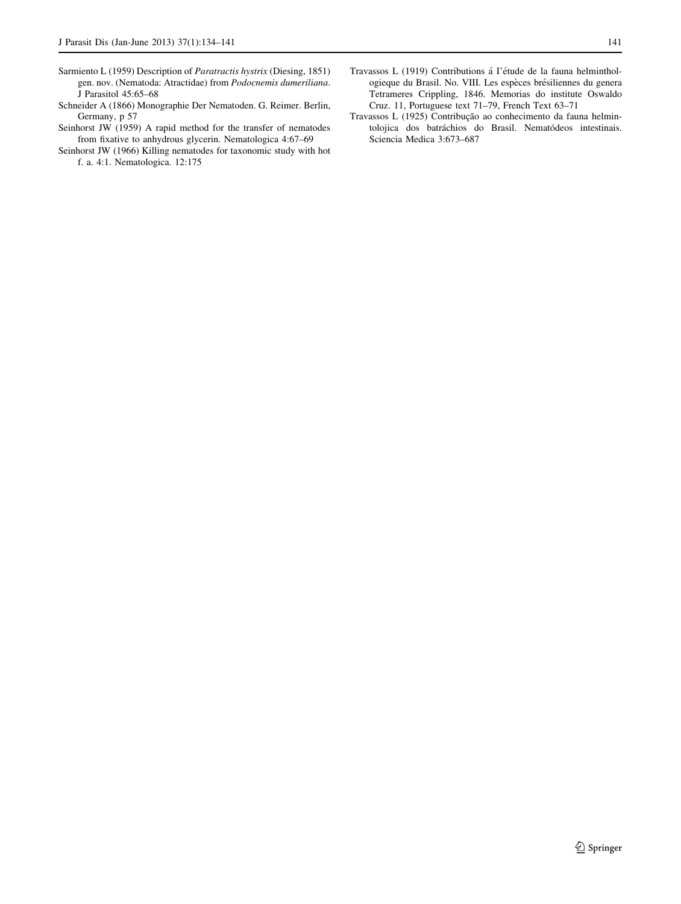Sarmiento L (1959) Description of *Paratractis hystrix* (Diesing, 1851) gen. nov. (Nematoda: Atractidae) from *Podocnemis dumeriliana*. J Parasitol 45:65–68

Schneider A (1866) Monographie Der Nematoden. G. Reimer. Berlin, Germany, p 57

Seinhorst JW (1959) A rapid method for the transfer of nematodes from fixative to anhydrous glycerin. Nematologica 4:67–69

Seinhorst JW (1966) Killing nematodes for taxonomic study with hot f. a. 4:1. Nematologica. 12:175

Travassos L (1919) Contributions á I'étude de la fauna helminthologieque du Brasil. No. VIII. Les espèces brésiliennes du genera Tetrameres Crippling, 1846. Memorias do institute Oswaldo Cruz. 11, Portuguese text 71–79, French Text 63–71

Travassos L (1925) Contribução ao conhecimento da fauna helmintolojica dos batráchios do Brasil. Nematódeos intestinais. Sciencia Medica 3:673–687